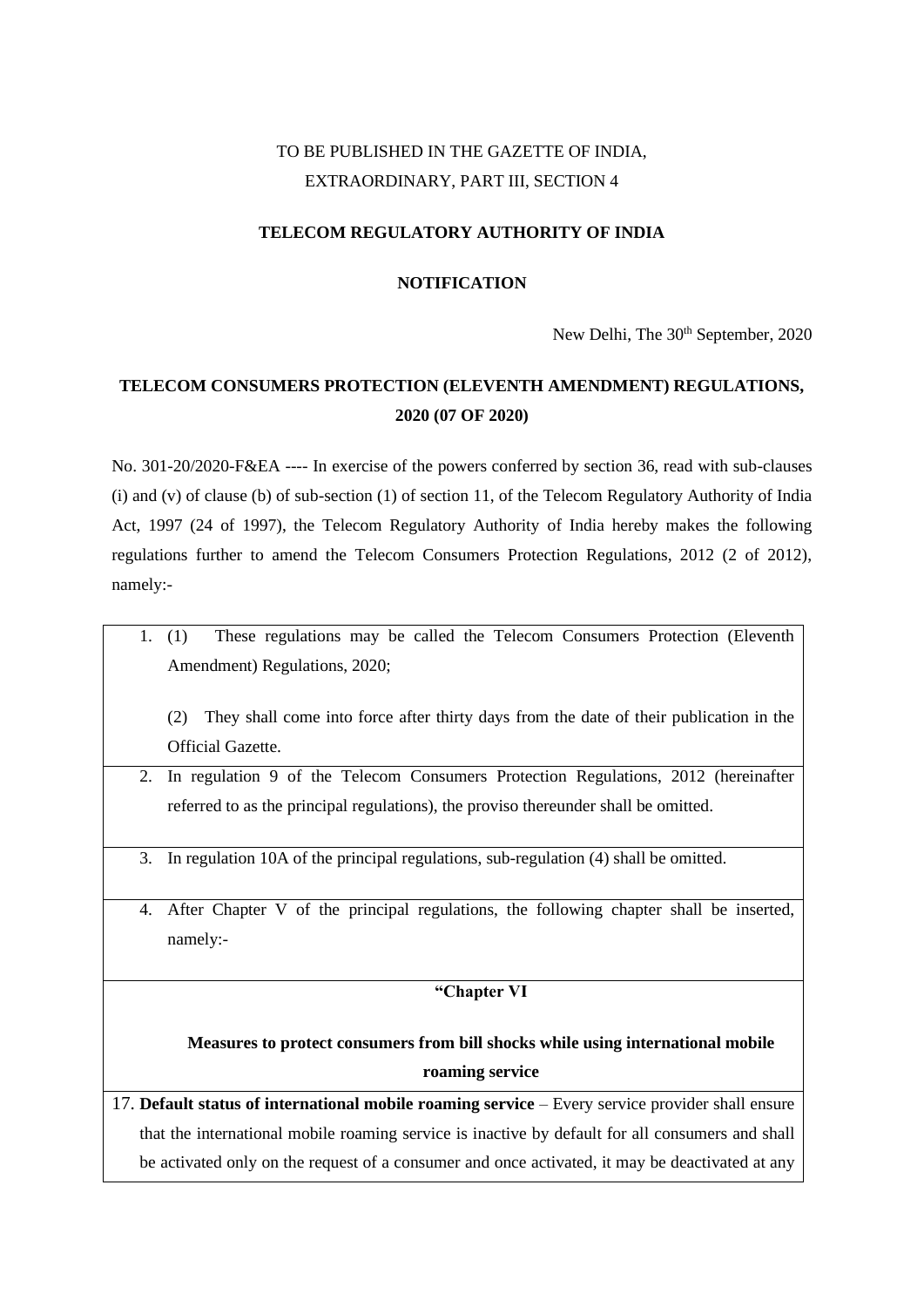TO BE PUBLISHED IN THE GAZETTE OF INDIA,
EXTRAORDINARY, PART III, SECTION 4

**TELECOM REGULATORY AUTHORITY OF INDIA**

**NOTIFICATION**

New Delhi, The 30th September, 2020

**TELECOM CONSUMERS PROTECTION (ELEVENTH AMENDMENT) REGULATIONS, 2020 (07 OF 2020)**

No. 301-20/2020-F&EA ---- In exercise of the powers conferred by section 36, read with sub-clauses (i) and (v) of clause (b) of sub-section (1) of section 11, of the Telecom Regulatory Authority of India Act, 1997 (24 of 1997), the Telecom Regulatory Authority of India hereby makes the following regulations further to amend the Telecom Consumers Protection Regulations, 2012 (2 of 2012), namely:-

1. (1) These regulations may be called the Telecom Consumers Protection (Eleventh Amendment) Regulations, 2020;

   (2) They shall come into force after thirty days from the date of their publication in the Official Gazette.

2. In regulation 9 of the Telecom Consumers Protection Regulations, 2012 (hereinafter referred to as the principal regulations), the proviso thereunder shall be omitted.

3. In regulation 10A of the principal regulations, sub-regulation (4) shall be omitted.

4. After Chapter V of the principal regulations, the following chapter shall be inserted, namely:-

**"Chapter VI**

**Measures to protect consumers from bill shocks while using international mobile roaming service**

17. **Default status of international mobile roaming service** – Every service provider shall ensure that the international mobile roaming service is inactive by default for all consumers and shall be activated only on the request of a consumer and once activated, it may be deactivated at any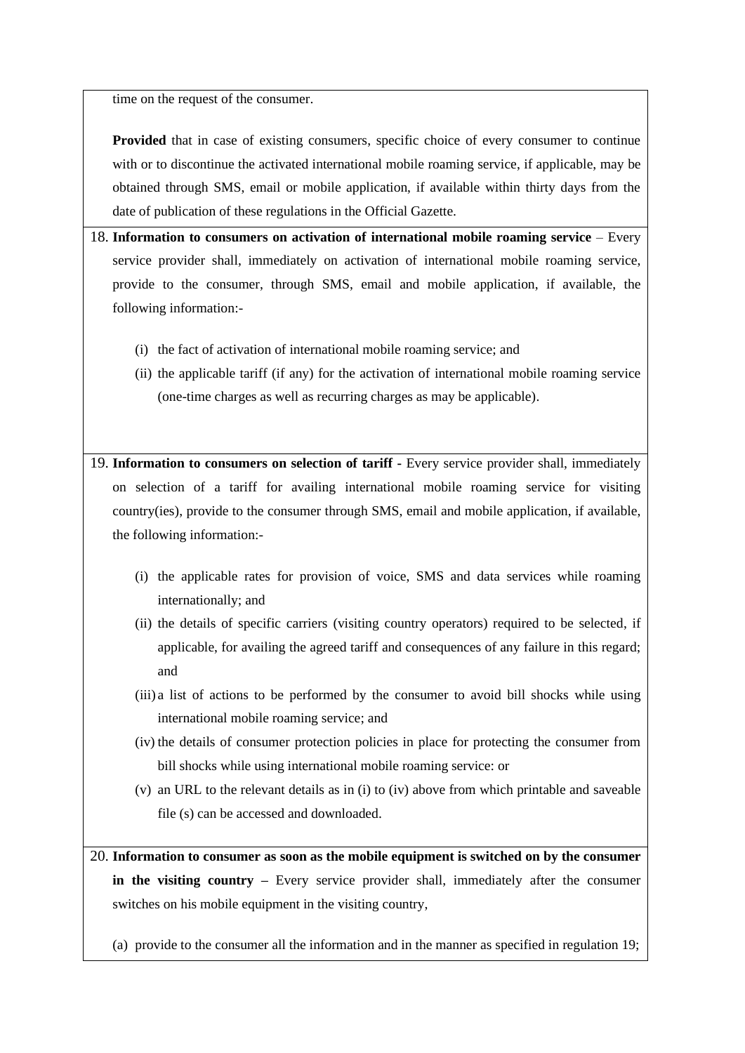time on the request of the consumer.

**Provided** that in case of existing consumers, specific choice of every consumer to continue with or to discontinue the activated international mobile roaming service, if applicable, may be obtained through SMS, email or mobile application, if available within thirty days from the date of publication of these regulations in the Official Gazette.

18. **Information to consumers on activation of international mobile roaming service** – Every service provider shall, immediately on activation of international mobile roaming service, provide to the consumer, through SMS, email and mobile application, if available, the following information:-

    (i) the fact of activation of international mobile roaming service; and

    (ii) the applicable tariff (if any) for the activation of international mobile roaming service (one-time charges as well as recurring charges as may be applicable).

19. **Information to consumers on selection of tariff -** Every service provider shall, immediately on selection of a tariff for availing international mobile roaming service for visiting country(ies), provide to the consumer through SMS, email and mobile application, if available, the following information:-

    (i) the applicable rates for provision of voice, SMS and data services while roaming internationally; and

    (ii) the details of specific carriers (visiting country operators) required to be selected, if applicable, for availing the agreed tariff and consequences of any failure in this regard; and

    (iii) a list of actions to be performed by the consumer to avoid bill shocks while using international mobile roaming service; and

    (iv) the details of consumer protection policies in place for protecting the consumer from bill shocks while using international mobile roaming service: or

    (v) an URL to the relevant details as in (i) to (iv) above from which printable and saveable file (s) can be accessed and downloaded.

20. **Information to consumer as soon as the mobile equipment is switched on by the consumer in the visiting country –** Every service provider shall, immediately after the consumer switches on his mobile equipment in the visiting country,

    (a) provide to the consumer all the information and in the manner as specified in regulation 19;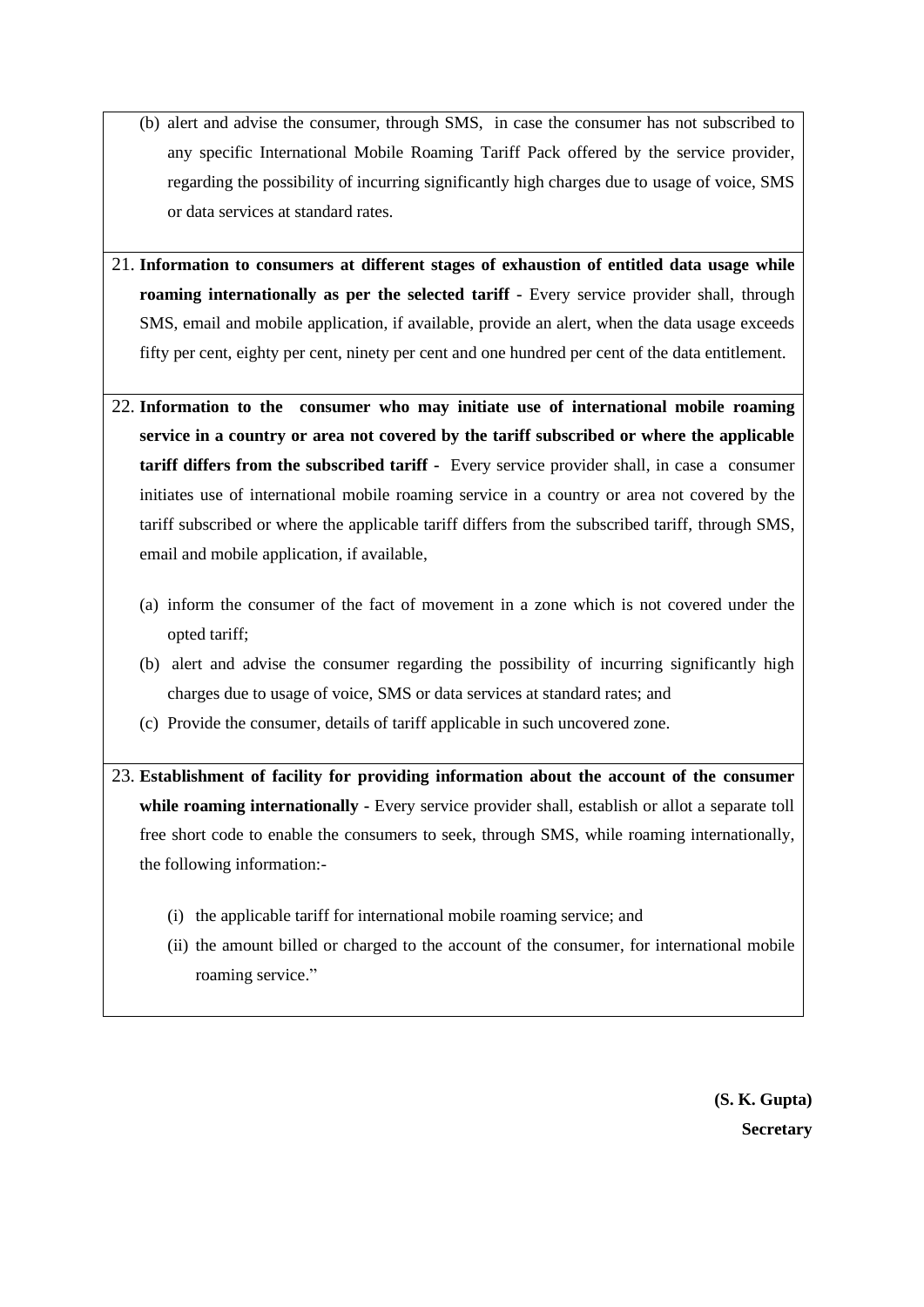(b) alert and advise the consumer, through SMS, in case the consumer has not subscribed to any specific International Mobile Roaming Tariff Pack offered by the service provider, regarding the possibility of incurring significantly high charges due to usage of voice, SMS or data services at standard rates.

21. **Information to consumers at different stages of exhaustion of entitled data usage while roaming internationally as per the selected tariff -** Every service provider shall, through SMS, email and mobile application, if available, provide an alert, when the data usage exceeds fifty per cent, eighty per cent, ninety per cent and one hundred per cent of the data entitlement.

22. **Information to the consumer who may initiate use of international mobile roaming service in a country or area not covered by the tariff subscribed or where the applicable tariff differs from the subscribed tariff -** Every service provider shall, in case a consumer initiates use of international mobile roaming service in a country or area not covered by the tariff subscribed or where the applicable tariff differs from the subscribed tariff, through SMS, email and mobile application, if available,

    (a) inform the consumer of the fact of movement in a zone which is not covered under the opted tariff;

    (b) alert and advise the consumer regarding the possibility of incurring significantly high charges due to usage of voice, SMS or data services at standard rates; and

    (c) Provide the consumer, details of tariff applicable in such uncovered zone.

23. **Establishment of facility for providing information about the account of the consumer while roaming internationally -** Every service provider shall, establish or allot a separate toll free short code to enable the consumers to seek, through SMS, while roaming internationally, the following information:-

    (i) the applicable tariff for international mobile roaming service; and

    (ii) the amount billed or charged to the account of the consumer, for international mobile roaming service."

**(S. K. Gupta)**
**Secretary**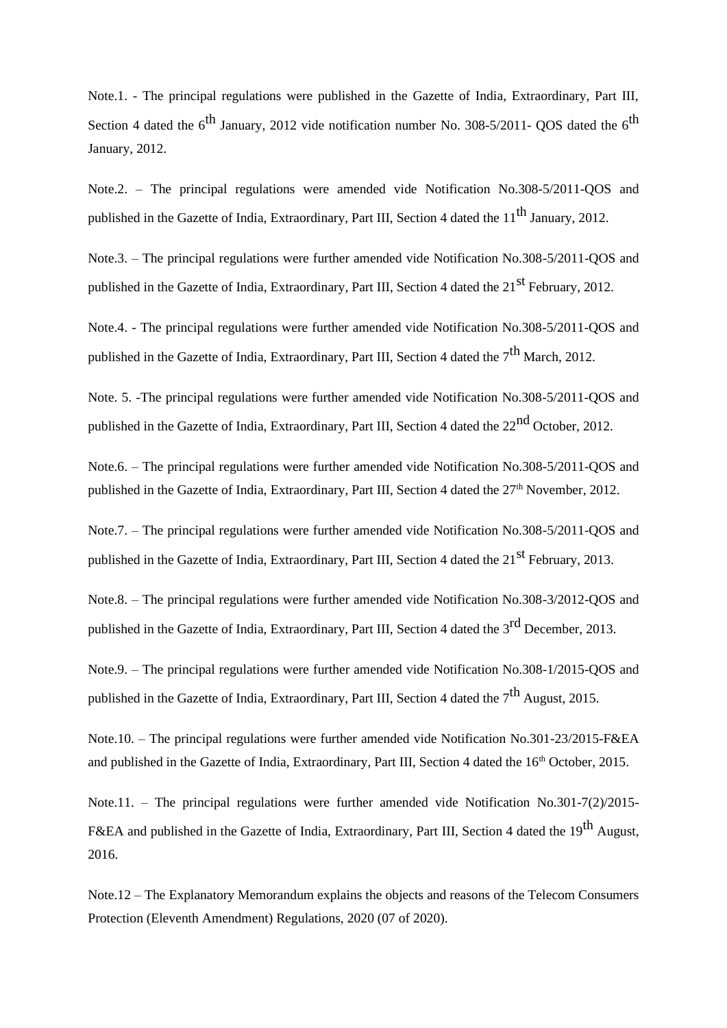Note.1. - The principal regulations were published in the Gazette of India, Extraordinary, Part III, Section 4 dated the 6th January, 2012 vide notification number No. 308-5/2011- QOS dated the 6th January, 2012.

Note.2. – The principal regulations were amended vide Notification No.308-5/2011-QOS and published in the Gazette of India, Extraordinary, Part III, Section 4 dated the 11th January, 2012.

Note.3. – The principal regulations were further amended vide Notification No.308-5/2011-QOS and published in the Gazette of India, Extraordinary, Part III, Section 4 dated the 21st February, 2012.

Note.4. - The principal regulations were further amended vide Notification No.308-5/2011-QOS and published in the Gazette of India, Extraordinary, Part III, Section 4 dated the 7th March, 2012.

Note. 5. -The principal regulations were further amended vide Notification No.308-5/2011-QOS and published in the Gazette of India, Extraordinary, Part III, Section 4 dated the 22nd October, 2012.

Note.6. – The principal regulations were further amended vide Notification No.308-5/2011-QOS and published in the Gazette of India, Extraordinary, Part III, Section 4 dated the 27th November, 2012.

Note.7. – The principal regulations were further amended vide Notification No.308-5/2011-QOS and published in the Gazette of India, Extraordinary, Part III, Section 4 dated the 21st February, 2013.

Note.8. – The principal regulations were further amended vide Notification No.308-3/2012-QOS and published in the Gazette of India, Extraordinary, Part III, Section 4 dated the 3rd December, 2013.

Note.9. – The principal regulations were further amended vide Notification No.308-1/2015-QOS and published in the Gazette of India, Extraordinary, Part III, Section 4 dated the 7th August, 2015.

Note.10. – The principal regulations were further amended vide Notification No.301-23/2015-F&EA and published in the Gazette of India, Extraordinary, Part III, Section 4 dated the 16th October, 2015.

Note.11. – The principal regulations were further amended vide Notification No.301-7(2)/2015-F&EA and published in the Gazette of India, Extraordinary, Part III, Section 4 dated the 19th August, 2016.

Note.12 – The Explanatory Memorandum explains the objects and reasons of the Telecom Consumers Protection (Eleventh Amendment) Regulations, 2020 (07 of 2020).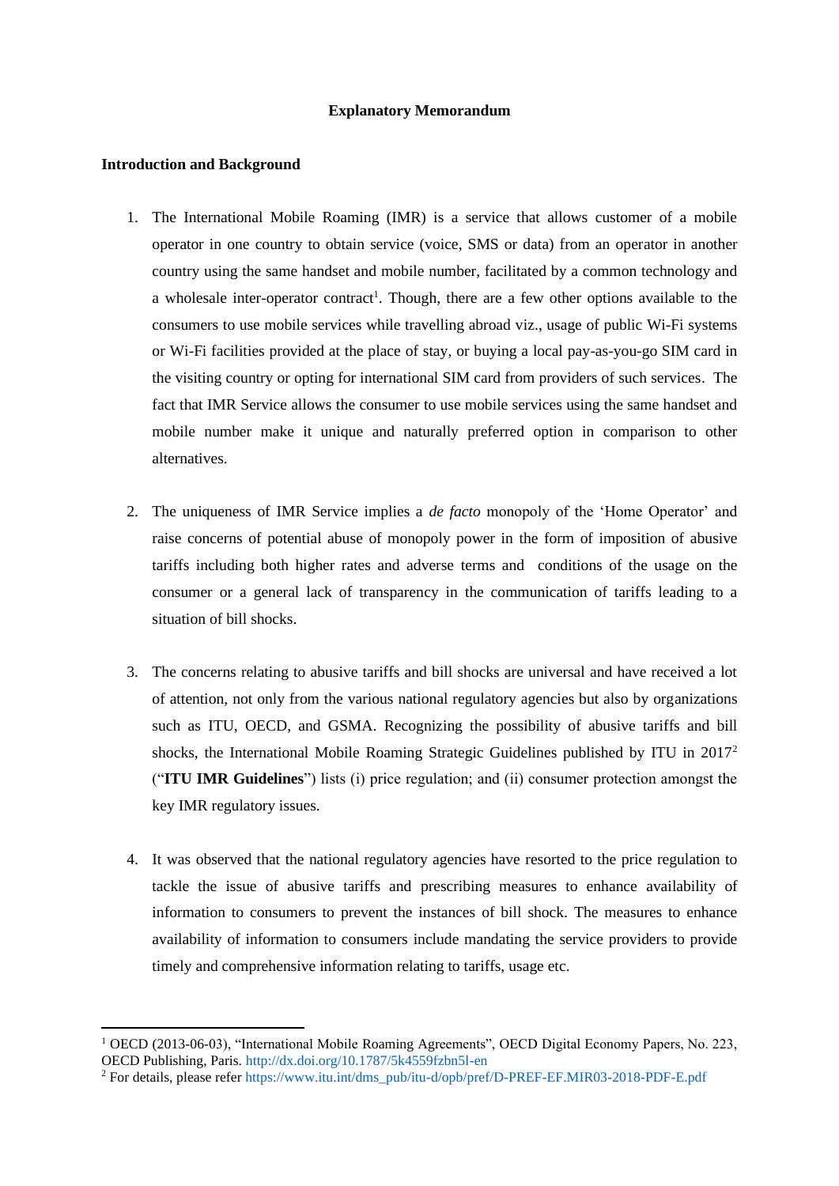**Explanatory Memorandum**

**Introduction and Background**

1. The International Mobile Roaming (IMR) is a service that allows customer of a mobile operator in one country to obtain service (voice, SMS or data) from an operator in another country using the same handset and mobile number, facilitated by a common technology and a wholesale inter-operator contract[1]. Though, there are a few other options available to the consumers to use mobile services while travelling abroad viz., usage of public Wi-Fi systems or Wi-Fi facilities provided at the place of stay, or buying a local pay-as-you-go SIM card in the visiting country or opting for international SIM card from providers of such services. The fact that IMR Service allows the consumer to use mobile services using the same handset and mobile number make it unique and naturally preferred option in comparison to other alternatives.

2. The uniqueness of IMR Service implies a *de facto* monopoly of the 'Home Operator' and raise concerns of potential abuse of monopoly power in the form of imposition of abusive tariffs including both higher rates and adverse terms and conditions of the usage on the consumer or a general lack of transparency in the communication of tariffs leading to a situation of bill shocks.

3. The concerns relating to abusive tariffs and bill shocks are universal and have received a lot of attention, not only from the various national regulatory agencies but also by organizations such as ITU, OECD, and GSMA. Recognizing the possibility of abusive tariffs and bill shocks, the International Mobile Roaming Strategic Guidelines published by ITU in 2017[2] ("**ITU IMR Guidelines**") lists (i) price regulation; and (ii) consumer protection amongst the key IMR regulatory issues.

4. It was observed that the national regulatory agencies have resorted to the price regulation to tackle the issue of abusive tariffs and prescribing measures to enhance availability of information to consumers to prevent the instances of bill shock. The measures to enhance availability of information to consumers include mandating the service providers to provide timely and comprehensive information relating to tariffs, usage etc.

---

[1] OECD (2013-06-03), "International Mobile Roaming Agreements", OECD Digital Economy Papers, No. 223, OECD Publishing, Paris. http://dx.doi.org/10.1787/5k4559fzbn5l-en

[2] For details, please refer https://www.itu.int/dms_pub/itu-d/opb/pref/D-PREF-EF.MIR03-2018-PDF-E.pdf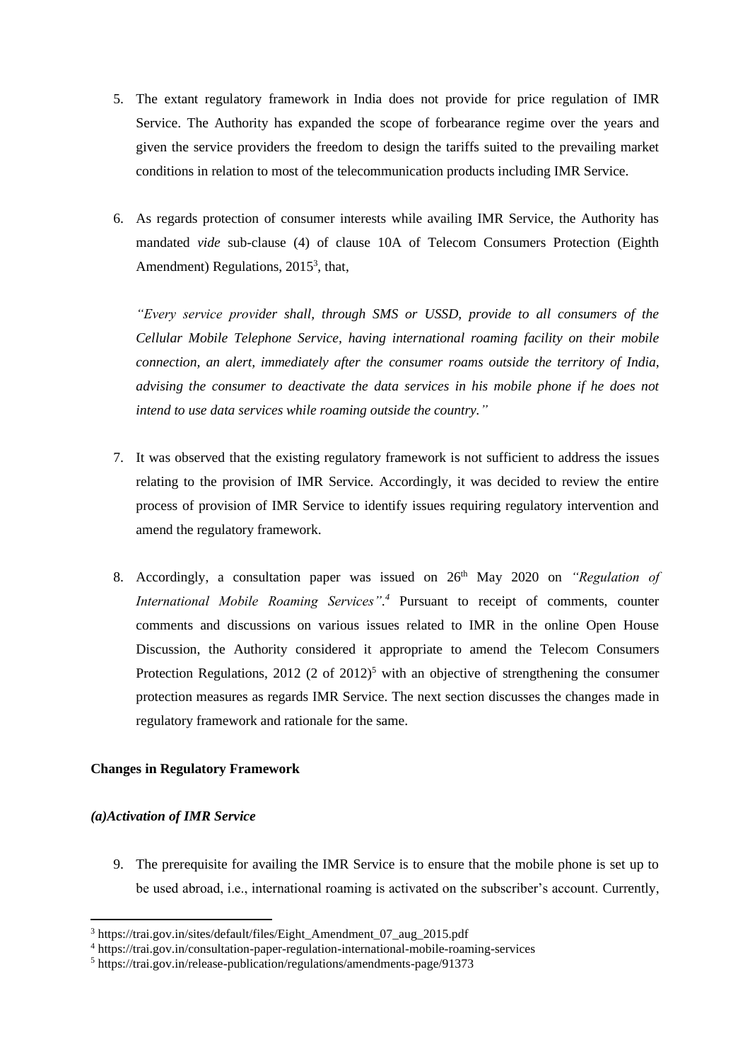5. The extant regulatory framework in India does not provide for price regulation of IMR Service. The Authority has expanded the scope of forbearance regime over the years and given the service providers the freedom to design the tariffs suited to the prevailing market conditions in relation to most of the telecommunication products including IMR Service.

6. As regards protection of consumer interests while availing IMR Service, the Authority has mandated *vide* sub-clause (4) of clause 10A of Telecom Consumers Protection (Eighth Amendment) Regulations, 2015[3], that,

   *"Every service provider shall, through SMS or USSD, provide to all consumers of the Cellular Mobile Telephone Service, having international roaming facility on their mobile connection, an alert, immediately after the consumer roams outside the territory of India, advising the consumer to deactivate the data services in his mobile phone if he does not intend to use data services while roaming outside the country."*

7. It was observed that the existing regulatory framework is not sufficient to address the issues relating to the provision of IMR Service. Accordingly, it was decided to review the entire process of provision of IMR Service to identify issues requiring regulatory intervention and amend the regulatory framework.

8. Accordingly, a consultation paper was issued on 26th May 2020 on *"Regulation of International Mobile Roaming Services"*.[4] Pursuant to receipt of comments, counter comments and discussions on various issues related to IMR in the online Open House Discussion, the Authority considered it appropriate to amend the Telecom Consumers Protection Regulations, 2012 (2 of 2012)[5] with an objective of strengthening the consumer protection measures as regards IMR Service. The next section discusses the changes made in regulatory framework and rationale for the same.

**Changes in Regulatory Framework**

***(a)Activation of IMR Service***

9. The prerequisite for availing the IMR Service is to ensure that the mobile phone is set up to be used abroad, i.e., international roaming is activated on the subscriber's account. Currently,

---

[3] https://trai.gov.in/sites/default/files/Eight_Amendment_07_aug_2015.pdf

[4] https://trai.gov.in/consultation-paper-regulation-international-mobile-roaming-services

[5] https://trai.gov.in/release-publication/regulations/amendments-page/91373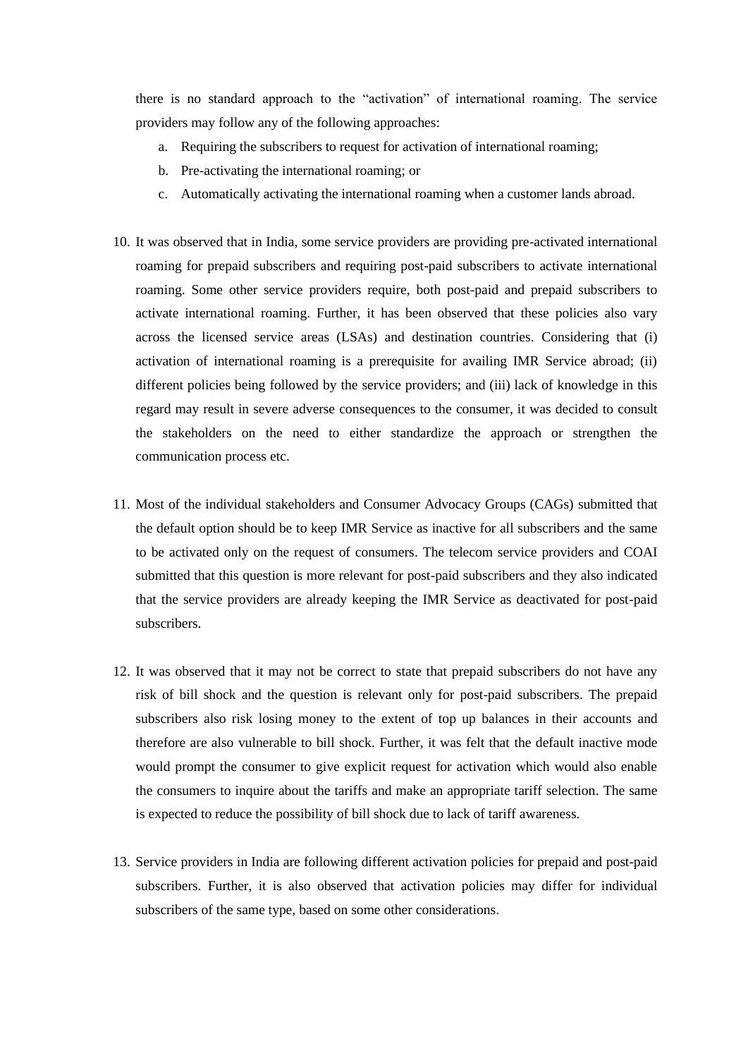there is no standard approach to the "activation" of international roaming. The service providers may follow any of the following approaches:

a. Requiring the subscribers to request for activation of international roaming;
b. Pre-activating the international roaming; or
c. Automatically activating the international roaming when a customer lands abroad.

10. It was observed that in India, some service providers are providing pre-activated international roaming for prepaid subscribers and requiring post-paid subscribers to activate international roaming. Some other service providers require, both post-paid and prepaid subscribers to activate international roaming. Further, it has been observed that these policies also vary across the licensed service areas (LSAs) and destination countries. Considering that (i) activation of international roaming is a prerequisite for availing IMR Service abroad; (ii) different policies being followed by the service providers; and (iii) lack of knowledge in this regard may result in severe adverse consequences to the consumer, it was decided to consult the stakeholders on the need to either standardize the approach or strengthen the communication process etc.

11. Most of the individual stakeholders and Consumer Advocacy Groups (CAGs) submitted that the default option should be to keep IMR Service as inactive for all subscribers and the same to be activated only on the request of consumers. The telecom service providers and COAI submitted that this question is more relevant for post-paid subscribers and they also indicated that the service providers are already keeping the IMR Service as deactivated for post-paid subscribers.

12. It was observed that it may not be correct to state that prepaid subscribers do not have any risk of bill shock and the question is relevant only for post-paid subscribers. The prepaid subscribers also risk losing money to the extent of top up balances in their accounts and therefore are also vulnerable to bill shock. Further, it was felt that the default inactive mode would prompt the consumer to give explicit request for activation which would also enable the consumers to inquire about the tariffs and make an appropriate tariff selection. The same is expected to reduce the possibility of bill shock due to lack of tariff awareness.

13. Service providers in India are following different activation policies for prepaid and post-paid subscribers. Further, it is also observed that activation policies may differ for individual subscribers of the same type, based on some other considerations.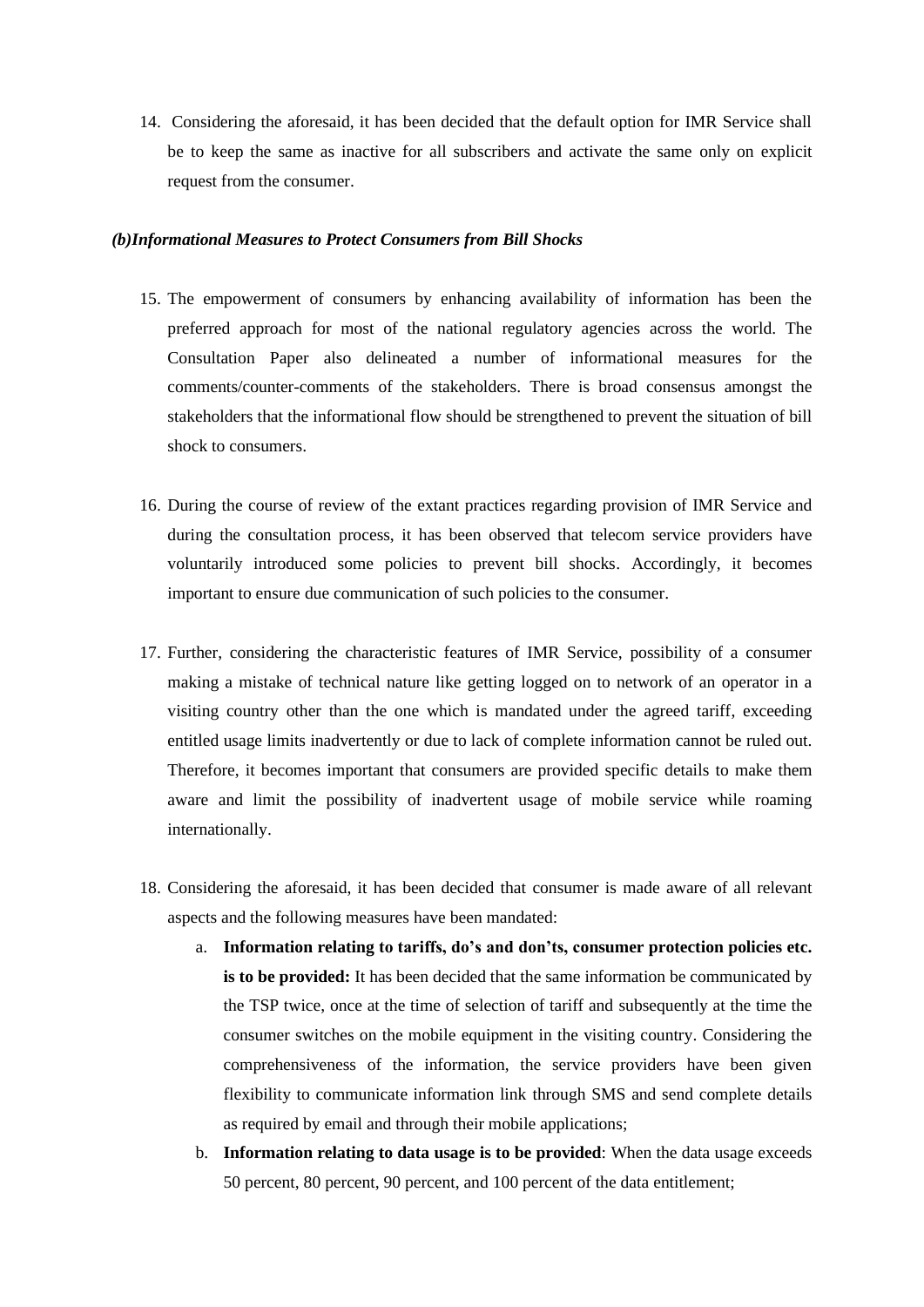14. Considering the aforesaid, it has been decided that the default option for IMR Service shall be to keep the same as inactive for all subscribers and activate the same only on explicit request from the consumer.

***(b)Informational Measures to Protect Consumers from Bill Shocks***

15. The empowerment of consumers by enhancing availability of information has been the preferred approach for most of the national regulatory agencies across the world. The Consultation Paper also delineated a number of informational measures for the comments/counter-comments of the stakeholders. There is broad consensus amongst the stakeholders that the informational flow should be strengthened to prevent the situation of bill shock to consumers.

16. During the course of review of the extant practices regarding provision of IMR Service and during the consultation process, it has been observed that telecom service providers have voluntarily introduced some policies to prevent bill shocks. Accordingly, it becomes important to ensure due communication of such policies to the consumer.

17. Further, considering the characteristic features of IMR Service, possibility of a consumer making a mistake of technical nature like getting logged on to network of an operator in a visiting country other than the one which is mandated under the agreed tariff, exceeding entitled usage limits inadvertently or due to lack of complete information cannot be ruled out. Therefore, it becomes important that consumers are provided specific details to make them aware and limit the possibility of inadvertent usage of mobile service while roaming internationally.

18. Considering the aforesaid, it has been decided that consumer is made aware of all relevant aspects and the following measures have been mandated:
    a. **Information relating to tariffs, do's and don'ts, consumer protection policies etc. is to be provided:** It has been decided that the same information be communicated by the TSP twice, once at the time of selection of tariff and subsequently at the time the consumer switches on the mobile equipment in the visiting country. Considering the comprehensiveness of the information, the service providers have been given flexibility to communicate information link through SMS and send complete details as required by email and through their mobile applications;
    b. **Information relating to data usage is to be provided**: When the data usage exceeds 50 percent, 80 percent, 90 percent, and 100 percent of the data entitlement;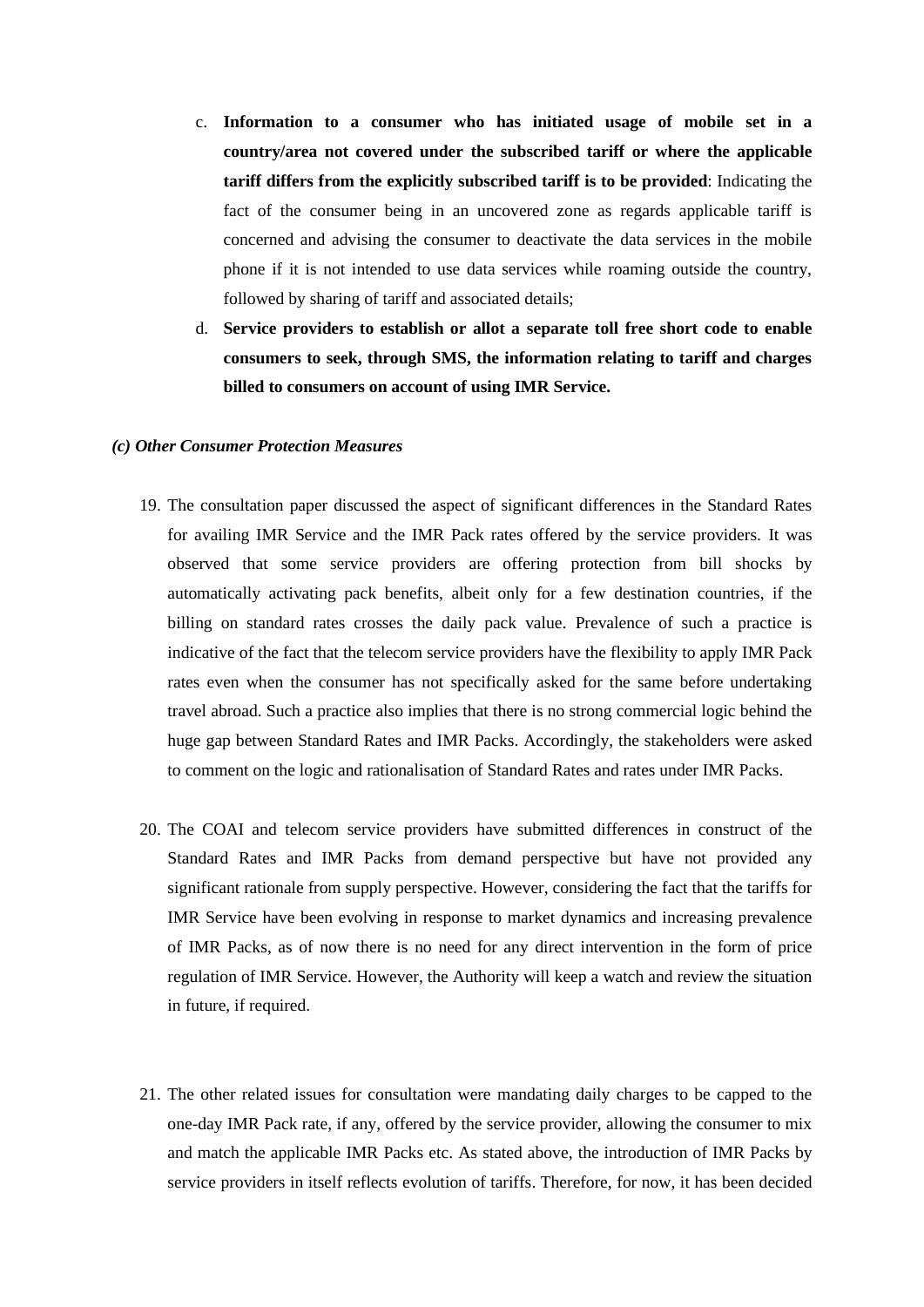c. **Information to a consumer who has initiated usage of mobile set in a country/area not covered under the subscribed tariff or where the applicable tariff differs from the explicitly subscribed tariff is to be provided**: Indicating the fact of the consumer being in an uncovered zone as regards applicable tariff is concerned and advising the consumer to deactivate the data services in the mobile phone if it is not intended to use data services while roaming outside the country, followed by sharing of tariff and associated details;

d. **Service providers to establish or allot a separate toll free short code to enable consumers to seek, through SMS, the information relating to tariff and charges billed to consumers on account of using IMR Service.**

***(c) Other Consumer Protection Measures***

19. The consultation paper discussed the aspect of significant differences in the Standard Rates for availing IMR Service and the IMR Pack rates offered by the service providers. It was observed that some service providers are offering protection from bill shocks by automatically activating pack benefits, albeit only for a few destination countries, if the billing on standard rates crosses the daily pack value. Prevalence of such a practice is indicative of the fact that the telecom service providers have the flexibility to apply IMR Pack rates even when the consumer has not specifically asked for the same before undertaking travel abroad. Such a practice also implies that there is no strong commercial logic behind the huge gap between Standard Rates and IMR Packs. Accordingly, the stakeholders were asked to comment on the logic and rationalisation of Standard Rates and rates under IMR Packs.

20. The COAI and telecom service providers have submitted differences in construct of the Standard Rates and IMR Packs from demand perspective but have not provided any significant rationale from supply perspective. However, considering the fact that the tariffs for IMR Service have been evolving in response to market dynamics and increasing prevalence of IMR Packs, as of now there is no need for any direct intervention in the form of price regulation of IMR Service. However, the Authority will keep a watch and review the situation in future, if required.

21. The other related issues for consultation were mandating daily charges to be capped to the one-day IMR Pack rate, if any, offered by the service provider, allowing the consumer to mix and match the applicable IMR Packs etc. As stated above, the introduction of IMR Packs by service providers in itself reflects evolution of tariffs. Therefore, for now, it has been decided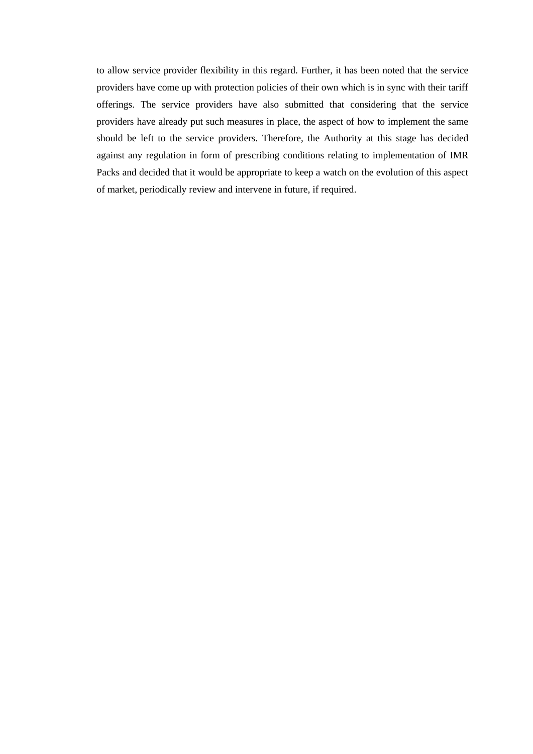to allow service provider flexibility in this regard. Further, it has been noted that the service providers have come up with protection policies of their own which is in sync with their tariff offerings. The service providers have also submitted that considering that the service providers have already put such measures in place, the aspect of how to implement the same should be left to the service providers. Therefore, the Authority at this stage has decided against any regulation in form of prescribing conditions relating to implementation of IMR Packs and decided that it would be appropriate to keep a watch on the evolution of this aspect of market, periodically review and intervene in future, if required.